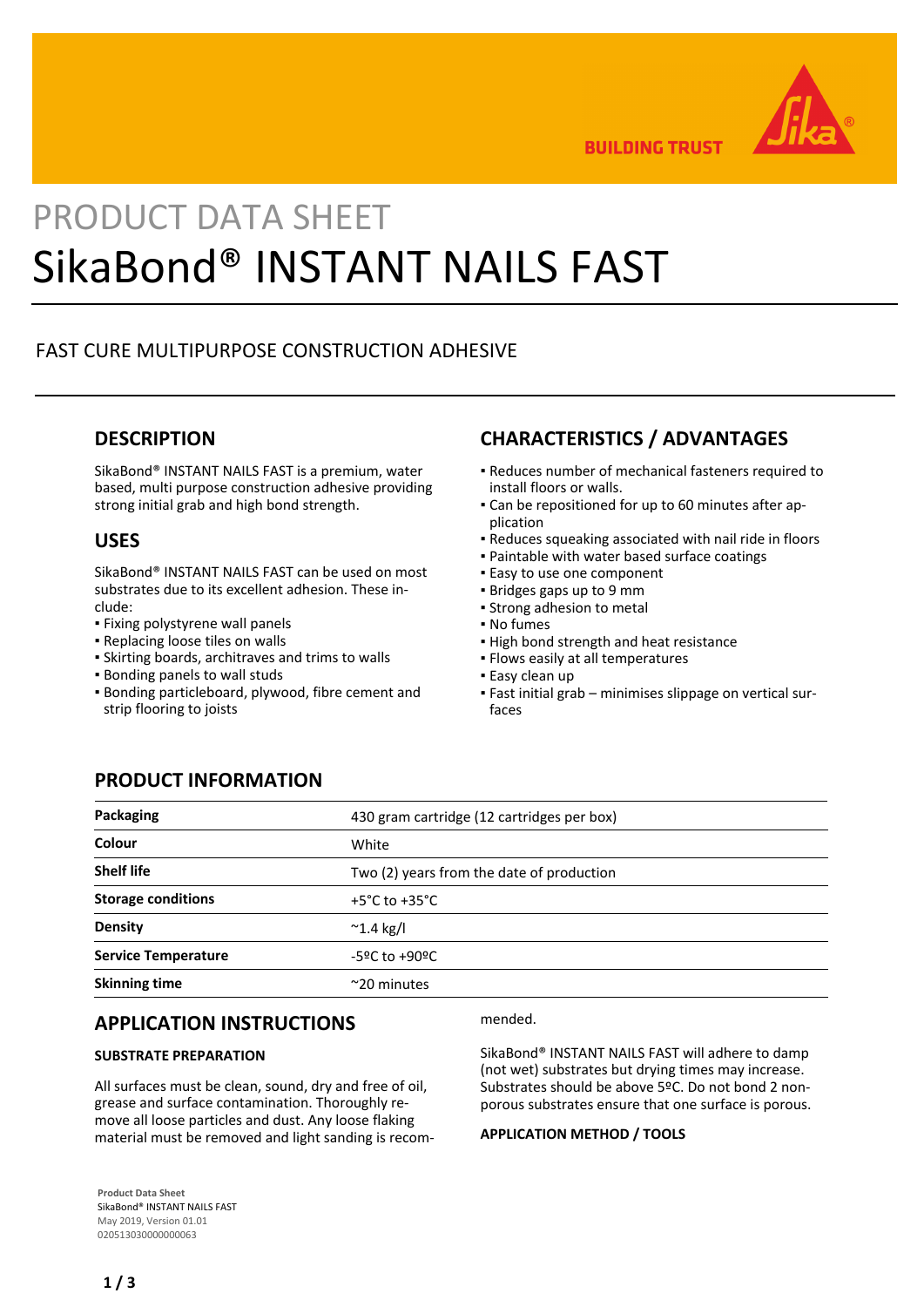BUILDING TRUST

# PRODUCT DATA SHEET

# SikaBond® INSTANT NAILS FAST

FAST CURE MULTIPURPOSE CONSTRUCTION ADHESIVE

## DESCRIPTION

SikaBond® INSTANT NAILS FAST is a premium, water based, multi purpose construction adhesive providing strong initial grab and high bond strength.

## USES

SikaBond® INSTANT NAILS FAST can be used on most substrates due to its excellent adhesion. These include:

- Fixing polystyrene wall panels
- Replacing loose tiles on walls
- Skirting boards, architraves and trims to walls
- Bonding panels to wall studs
- Bonding particleboard, plywood, fibre cement and strip flooring to joists

## CHARACTERISTICS / ADVANTAGES

- Reduces number of mechanical fasteners required to install floors or walls.
- Can be repositioned for up to 60 minutes after application
- Reduces squeaking associated with nail ride in floors
- Paintable with water based surface coatings
- Easy to use one component
- Bridges gaps up to 9 mm
- Strong adhesion to metal
- No fumes
- High bond strength and heat resistance
- Flows easily at all temperatures
- Easy clean up
- Fast initial grab – minimises slippage on vertical surfaces

## PRODUCT INFORMATION

| | |
|---|---|
| **Packaging** | 430 gram cartridge (12 cartridges per box) |
| **Colour** | White |
| **Shelf life** | Two (2) years from the date of production |
| **Storage conditions** | +5°C to +35°C |
| **Density** | ~1.4 kg/l |
| **Service Temperature** | -5ºC to +90ºC |
| **Skinning time** | ~20 minutes |

## APPLICATION INSTRUCTIONS

### SUBSTRATE PREPARATION

All surfaces must be clean, sound, dry and free of oil, grease and surface contamination. Thoroughly remove all loose particles and dust. Any loose flaking material must be removed and light sanding is recommended.

SikaBond® INSTANT NAILS FAST will adhere to damp (not wet) substrates but drying times may increase. Substrates should be above 5ºC. Do not bond 2 non-porous substrates ensure that one surface is porous.

### APPLICATION METHOD / TOOLS

**Product Data Sheet**
SikaBond® INSTANT NAILS FAST
May 2019, Version 01.01
020513030000000063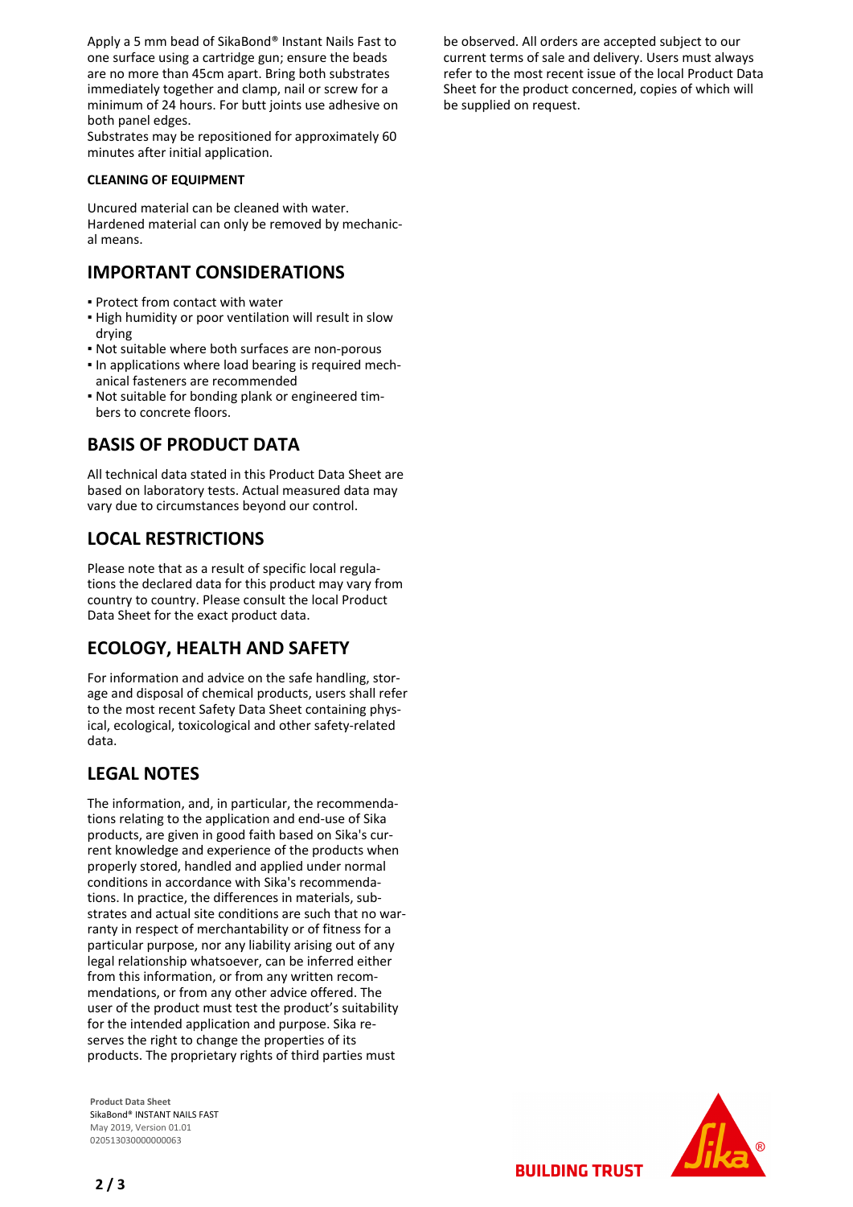Apply a 5 mm bead of SikaBond® Instant Nails Fast to one surface using a cartridge gun; ensure the beads are no more than 45cm apart. Bring both substrates immediately together and clamp, nail or screw for a minimum of 24 hours. For butt joints use adhesive on both panel edges.
Substrates may be repositioned for approximately 60 minutes after initial application.

### CLEANING OF EQUIPMENT

Uncured material can be cleaned with water. Hardened material can only be removed by mechanical means.

## IMPORTANT CONSIDERATIONS

- Protect from contact with water
- High humidity or poor ventilation will result in slow drying
- Not suitable where both surfaces are non-porous
- In applications where load bearing is required mechanical fasteners are recommended
- Not suitable for bonding plank or engineered timbers to concrete floors.

## BASIS OF PRODUCT DATA

All technical data stated in this Product Data Sheet are based on laboratory tests. Actual measured data may vary due to circumstances beyond our control.

## LOCAL RESTRICTIONS

Please note that as a result of specific local regulations the declared data for this product may vary from country to country. Please consult the local Product Data Sheet for the exact product data.

## ECOLOGY, HEALTH AND SAFETY

For information and advice on the safe handling, storage and disposal of chemical products, users shall refer to the most recent Safety Data Sheet containing physical, ecological, toxicological and other safety-related data.

## LEGAL NOTES

The information, and, in particular, the recommendations relating to the application and end-use of Sika products, are given in good faith based on Sika's current knowledge and experience of the products when properly stored, handled and applied under normal conditions in accordance with Sika's recommendations. In practice, the differences in materials, substrates and actual site conditions are such that no warranty in respect of merchantability or of fitness for a particular purpose, nor any liability arising out of any legal relationship whatsoever, can be inferred either from this information, or from any written recommendations, or from any other advice offered. The user of the product must test the product's suitability for the intended application and purpose. Sika reserves the right to change the properties of its products. The proprietary rights of third parties must be observed. All orders are accepted subject to our current terms of sale and delivery. Users must always refer to the most recent issue of the local Product Data Sheet for the product concerned, copies of which will be supplied on request.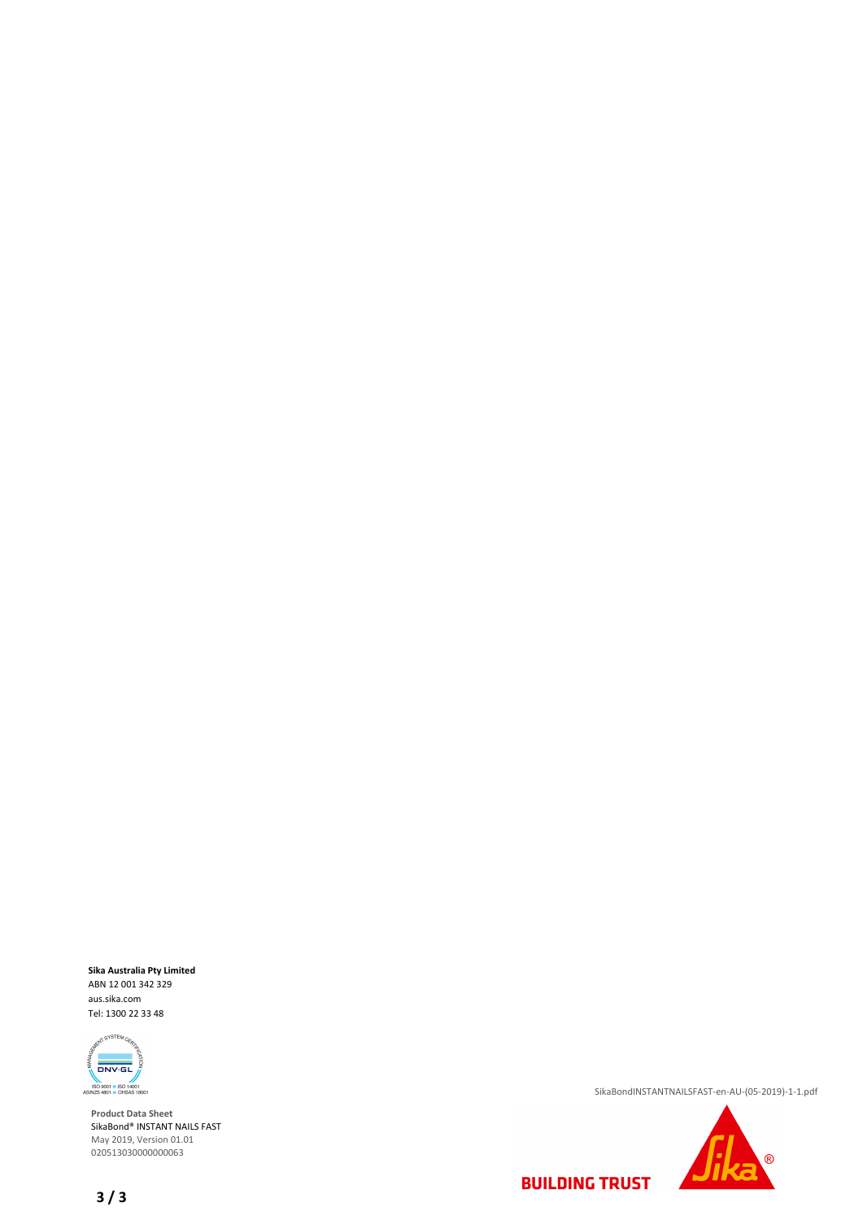**Sika Australia Pty Limited**
ABN 12 001 342 329
aus.sika.com
Tel: 1300 22 33 48

**Product Data Sheet**
SikaBond® INSTANT NAILS FAST
May 2019, Version 01.01
020513030000000063

SikaBondINSTANTNAILSFAST-en-AU-(05-2019)-1-1.pdf

**BUILDING TRUST**